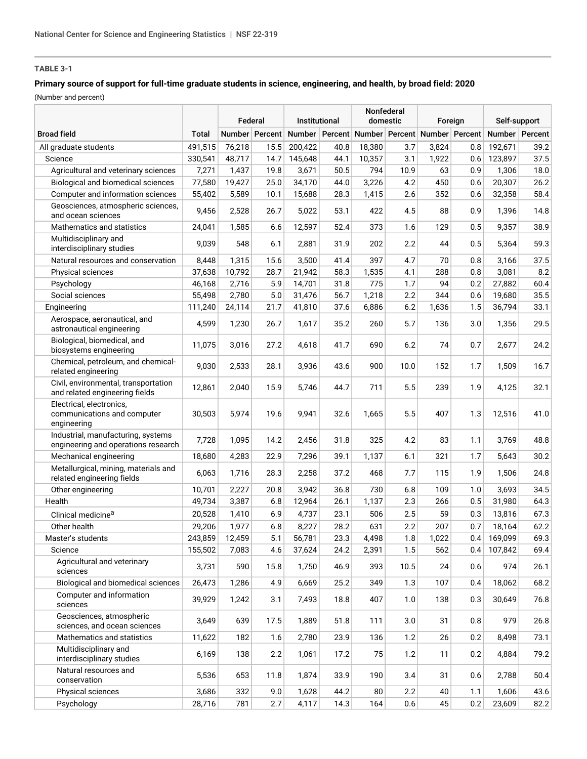**TABLE 3-1**

**Primary source of support for full-time graduate students in science, engineering, and health, by broad field: 2020**

(Number and percent)

| Broad field | Total | Federal | | Institutional | | Nonfederal domestic | | Foreign | | Self-support | |
|---|---|---|---|---|---|---|---|---|---|---|---|
| | | Number | Percent | Number | Percent | Number | Percent | Number | Percent | Number | Percent |
| All graduate students | 491,515 | 76,218 | 15.5 | 200,422 | 40.8 | 18,380 | 3.7 | 3,824 | 0.8 | 192,671 | 39.2 |
| Science | 330,541 | 48,717 | 14.7 | 145,648 | 44.1 | 10,357 | 3.1 | 1,922 | 0.6 | 123,897 | 37.5 |
| Agricultural and veterinary sciences | 7,271 | 1,437 | 19.8 | 3,671 | 50.5 | 794 | 10.9 | 63 | 0.9 | 1,306 | 18.0 |
| Biological and biomedical sciences | 77,580 | 19,427 | 25.0 | 34,170 | 44.0 | 3,226 | 4.2 | 450 | 0.6 | 20,307 | 26.2 |
| Computer and information sciences | 55,402 | 5,589 | 10.1 | 15,688 | 28.3 | 1,415 | 2.6 | 352 | 0.6 | 32,358 | 58.4 |
| Geosciences, atmospheric sciences, and ocean sciences | 9,456 | 2,528 | 26.7 | 5,022 | 53.1 | 422 | 4.5 | 88 | 0.9 | 1,396 | 14.8 |
| Mathematics and statistics | 24,041 | 1,585 | 6.6 | 12,597 | 52.4 | 373 | 1.6 | 129 | 0.5 | 9,357 | 38.9 |
| Multidisciplinary and interdisciplinary studies | 9,039 | 548 | 6.1 | 2,881 | 31.9 | 202 | 2.2 | 44 | 0.5 | 5,364 | 59.3 |
| Natural resources and conservation | 8,448 | 1,315 | 15.6 | 3,500 | 41.4 | 397 | 4.7 | 70 | 0.8 | 3,166 | 37.5 |
| Physical sciences | 37,638 | 10,792 | 28.7 | 21,942 | 58.3 | 1,535 | 4.1 | 288 | 0.8 | 3,081 | 8.2 |
| Psychology | 46,168 | 2,716 | 5.9 | 14,701 | 31.8 | 775 | 1.7 | 94 | 0.2 | 27,882 | 60.4 |
| Social sciences | 55,498 | 2,780 | 5.0 | 31,476 | 56.7 | 1,218 | 2.2 | 344 | 0.6 | 19,680 | 35.5 |
| Engineering | 111,240 | 24,114 | 21.7 | 41,810 | 37.6 | 6,886 | 6.2 | 1,636 | 1.5 | 36,794 | 33.1 |
| Aerospace, aeronautical, and astronautical engineering | 4,599 | 1,230 | 26.7 | 1,617 | 35.2 | 260 | 5.7 | 136 | 3.0 | 1,356 | 29.5 |
| Biological, biomedical, and biosystems engineering | 11,075 | 3,016 | 27.2 | 4,618 | 41.7 | 690 | 6.2 | 74 | 0.7 | 2,677 | 24.2 |
| Chemical, petroleum, and chemical-related engineering | 9,030 | 2,533 | 28.1 | 3,936 | 43.6 | 900 | 10.0 | 152 | 1.7 | 1,509 | 16.7 |
| Civil, environmental, transportation and related engineering fields | 12,861 | 2,040 | 15.9 | 5,746 | 44.7 | 711 | 5.5 | 239 | 1.9 | 4,125 | 32.1 |
| Electrical, electronics, communications and computer engineering | 30,503 | 5,974 | 19.6 | 9,941 | 32.6 | 1,665 | 5.5 | 407 | 1.3 | 12,516 | 41.0 |
| Industrial, manufacturing, systems engineering and operations research | 7,728 | 1,095 | 14.2 | 2,456 | 31.8 | 325 | 4.2 | 83 | 1.1 | 3,769 | 48.8 |
| Mechanical engineering | 18,680 | 4,283 | 22.9 | 7,296 | 39.1 | 1,137 | 6.1 | 321 | 1.7 | 5,643 | 30.2 |
| Metallurgical, mining, materials and related engineering fields | 6,063 | 1,716 | 28.3 | 2,258 | 37.2 | 468 | 7.7 | 115 | 1.9 | 1,506 | 24.8 |
| Other engineering | 10,701 | 2,227 | 20.8 | 3,942 | 36.8 | 730 | 6.8 | 109 | 1.0 | 3,693 | 34.5 |
| Health | 49,734 | 3,387 | 6.8 | 12,964 | 26.1 | 1,137 | 2.3 | 266 | 0.5 | 31,980 | 64.3 |
| Clinical medicine[a] | 20,528 | 1,410 | 6.9 | 4,737 | 23.1 | 506 | 2.5 | 59 | 0.3 | 13,816 | 67.3 |
| Other health | 29,206 | 1,977 | 6.8 | 8,227 | 28.2 | 631 | 2.2 | 207 | 0.7 | 18,164 | 62.2 |
| Master's students | 243,859 | 12,459 | 5.1 | 56,781 | 23.3 | 4,498 | 1.8 | 1,022 | 0.4 | 169,099 | 69.3 |
| Science | 155,502 | 7,083 | 4.6 | 37,624 | 24.2 | 2,391 | 1.5 | 562 | 0.4 | 107,842 | 69.4 |
| Agricultural and veterinary sciences | 3,731 | 590 | 15.8 | 1,750 | 46.9 | 393 | 10.5 | 24 | 0.6 | 974 | 26.1 |
| Biological and biomedical sciences | 26,473 | 1,286 | 4.9 | 6,669 | 25.2 | 349 | 1.3 | 107 | 0.4 | 18,062 | 68.2 |
| Computer and information sciences | 39,929 | 1,242 | 3.1 | 7,493 | 18.8 | 407 | 1.0 | 138 | 0.3 | 30,649 | 76.8 |
| Geosciences, atmospheric sciences, and ocean sciences | 3,649 | 639 | 17.5 | 1,889 | 51.8 | 111 | 3.0 | 31 | 0.8 | 979 | 26.8 |
| Mathematics and statistics | 11,622 | 182 | 1.6 | 2,780 | 23.9 | 136 | 1.2 | 26 | 0.2 | 8,498 | 73.1 |
| Multidisciplinary and interdisciplinary studies | 6,169 | 138 | 2.2 | 1,061 | 17.2 | 75 | 1.2 | 11 | 0.2 | 4,884 | 79.2 |
| Natural resources and conservation | 5,536 | 653 | 11.8 | 1,874 | 33.9 | 190 | 3.4 | 31 | 0.6 | 2,788 | 50.4 |
| Physical sciences | 3,686 | 332 | 9.0 | 1,628 | 44.2 | 80 | 2.2 | 40 | 1.1 | 1,606 | 43.6 |
| Psychology | 28,716 | 781 | 2.7 | 4,117 | 14.3 | 164 | 0.6 | 45 | 0.2 | 23,609 | 82.2 |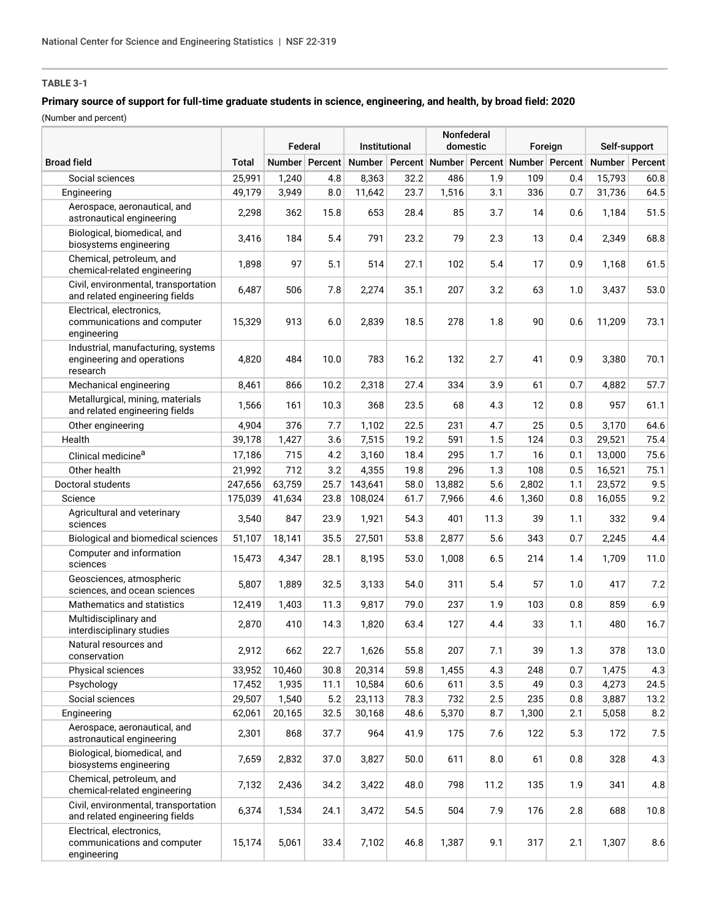**TABLE 3-1**

**Primary source of support for full-time graduate students in science, engineering, and health, by broad field: 2020**

(Number and percent)

| Broad field | Total | Federal | | Institutional | | Nonfederal domestic | | Foreign | | Self-support | |
|---|---|---|---|---|---|---|---|---|---|---|---|
| | | Number | Percent | Number | Percent | Number | Percent | Number | Percent | Number | Percent |
| Social sciences | 25,991 | 1,240 | 4.8 | 8,363 | 32.2 | 486 | 1.9 | 109 | 0.4 | 15,793 | 60.8 |
| Engineering | 49,179 | 3,949 | 8.0 | 11,642 | 23.7 | 1,516 | 3.1 | 336 | 0.7 | 31,736 | 64.5 |
| Aerospace, aeronautical, and astronautical engineering | 2,298 | 362 | 15.8 | 653 | 28.4 | 85 | 3.7 | 14 | 0.6 | 1,184 | 51.5 |
| Biological, biomedical, and biosystems engineering | 3,416 | 184 | 5.4 | 791 | 23.2 | 79 | 2.3 | 13 | 0.4 | 2,349 | 68.8 |
| Chemical, petroleum, and chemical-related engineering | 1,898 | 97 | 5.1 | 514 | 27.1 | 102 | 5.4 | 17 | 0.9 | 1,168 | 61.5 |
| Civil, environmental, transportation and related engineering fields | 6,487 | 506 | 7.8 | 2,274 | 35.1 | 207 | 3.2 | 63 | 1.0 | 3,437 | 53.0 |
| Electrical, electronics, communications and computer engineering | 15,329 | 913 | 6.0 | 2,839 | 18.5 | 278 | 1.8 | 90 | 0.6 | 11,209 | 73.1 |
| Industrial, manufacturing, systems engineering and operations research | 4,820 | 484 | 10.0 | 783 | 16.2 | 132 | 2.7 | 41 | 0.9 | 3,380 | 70.1 |
| Mechanical engineering | 8,461 | 866 | 10.2 | 2,318 | 27.4 | 334 | 3.9 | 61 | 0.7 | 4,882 | 57.7 |
| Metallurgical, mining, materials and related engineering fields | 1,566 | 161 | 10.3 | 368 | 23.5 | 68 | 4.3 | 12 | 0.8 | 957 | 61.1 |
| Other engineering | 4,904 | 376 | 7.7 | 1,102 | 22.5 | 231 | 4.7 | 25 | 0.5 | 3,170 | 64.6 |
| Health | 39,178 | 1,427 | 3.6 | 7,515 | 19.2 | 591 | 1.5 | 124 | 0.3 | 29,521 | 75.4 |
| Clinical medicine[a] | 17,186 | 715 | 4.2 | 3,160 | 18.4 | 295 | 1.7 | 16 | 0.1 | 13,000 | 75.6 |
| Other health | 21,992 | 712 | 3.2 | 4,355 | 19.8 | 296 | 1.3 | 108 | 0.5 | 16,521 | 75.1 |
| Doctoral students | 247,656 | 63,759 | 25.7 | 143,641 | 58.0 | 13,882 | 5.6 | 2,802 | 1.1 | 23,572 | 9.5 |
| Science | 175,039 | 41,634 | 23.8 | 108,024 | 61.7 | 7,966 | 4.6 | 1,360 | 0.8 | 16,055 | 9.2 |
| Agricultural and veterinary sciences | 3,540 | 847 | 23.9 | 1,921 | 54.3 | 401 | 11.3 | 39 | 1.1 | 332 | 9.4 |
| Biological and biomedical sciences | 51,107 | 18,141 | 35.5 | 27,501 | 53.8 | 2,877 | 5.6 | 343 | 0.7 | 2,245 | 4.4 |
| Computer and information sciences | 15,473 | 4,347 | 28.1 | 8,195 | 53.0 | 1,008 | 6.5 | 214 | 1.4 | 1,709 | 11.0 |
| Geosciences, atmospheric sciences, and ocean sciences | 5,807 | 1,889 | 32.5 | 3,133 | 54.0 | 311 | 5.4 | 57 | 1.0 | 417 | 7.2 |
| Mathematics and statistics | 12,419 | 1,403 | 11.3 | 9,817 | 79.0 | 237 | 1.9 | 103 | 0.8 | 859 | 6.9 |
| Multidisciplinary and interdisciplinary studies | 2,870 | 410 | 14.3 | 1,820 | 63.4 | 127 | 4.4 | 33 | 1.1 | 480 | 16.7 |
| Natural resources and conservation | 2,912 | 662 | 22.7 | 1,626 | 55.8 | 207 | 7.1 | 39 | 1.3 | 378 | 13.0 |
| Physical sciences | 33,952 | 10,460 | 30.8 | 20,314 | 59.8 | 1,455 | 4.3 | 248 | 0.7 | 1,475 | 4.3 |
| Psychology | 17,452 | 1,935 | 11.1 | 10,584 | 60.6 | 611 | 3.5 | 49 | 0.3 | 4,273 | 24.5 |
| Social sciences | 29,507 | 1,540 | 5.2 | 23,113 | 78.3 | 732 | 2.5 | 235 | 0.8 | 3,887 | 13.2 |
| Engineering | 62,061 | 20,165 | 32.5 | 30,168 | 48.6 | 5,370 | 8.7 | 1,300 | 2.1 | 5,058 | 8.2 |
| Aerospace, aeronautical, and astronautical engineering | 2,301 | 868 | 37.7 | 964 | 41.9 | 175 | 7.6 | 122 | 5.3 | 172 | 7.5 |
| Biological, biomedical, and biosystems engineering | 7,659 | 2,832 | 37.0 | 3,827 | 50.0 | 611 | 8.0 | 61 | 0.8 | 328 | 4.3 |
| Chemical, petroleum, and chemical-related engineering | 7,132 | 2,436 | 34.2 | 3,422 | 48.0 | 798 | 11.2 | 135 | 1.9 | 341 | 4.8 |
| Civil, environmental, transportation and related engineering fields | 6,374 | 1,534 | 24.1 | 3,472 | 54.5 | 504 | 7.9 | 176 | 2.8 | 688 | 10.8 |
| Electrical, electronics, communications and computer engineering | 15,174 | 5,061 | 33.4 | 7,102 | 46.8 | 1,387 | 9.1 | 317 | 2.1 | 1,307 | 8.6 |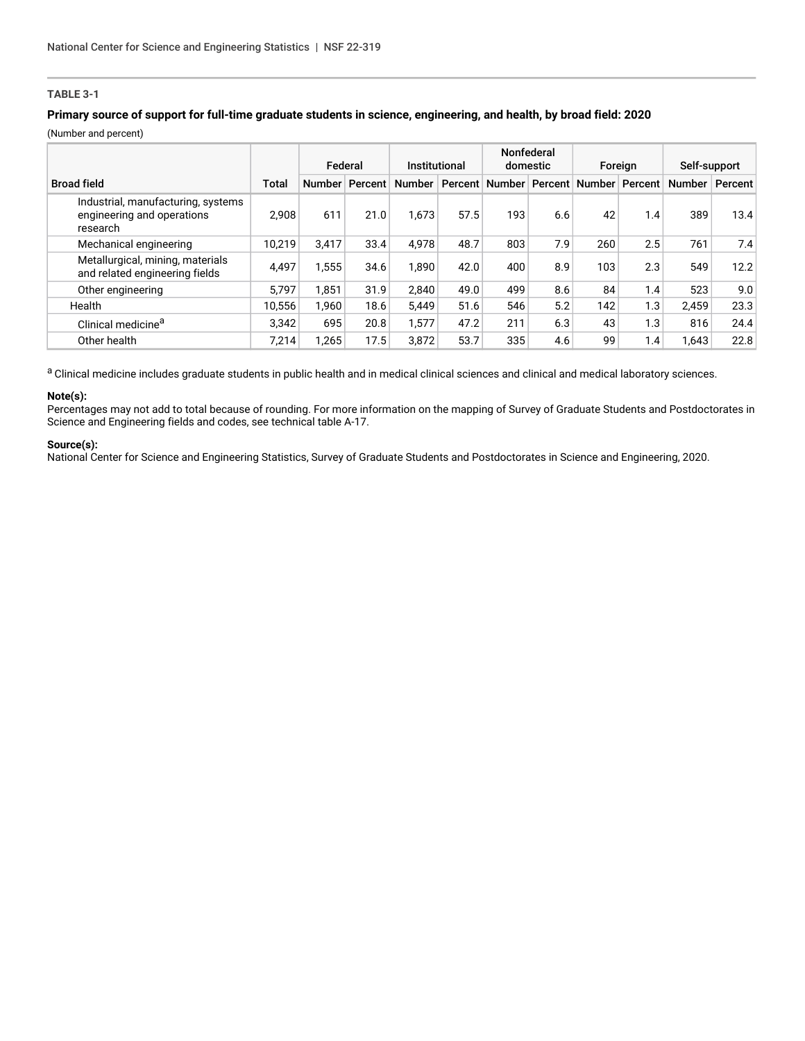**TABLE 3-1**

**Primary source of support for full-time graduate students in science, engineering, and health, by broad field: 2020**

(Number and percent)

| | | Federal | | Institutional | | Nonfederal domestic | | Foreign | | Self-support | |
|---|---|---|---|---|---|---|---|---|---|---|---|
| Broad field | Total | Number | Percent | Number | Percent | Number | Percent | Number | Percent | Number | Percent |
| Industrial, manufacturing, systems engineering and operations research | 2,908 | 611 | 21.0 | 1,673 | 57.5 | 193 | 6.6 | 42 | 1.4 | 389 | 13.4 |
| Mechanical engineering | 10,219 | 3,417 | 33.4 | 4,978 | 48.7 | 803 | 7.9 | 260 | 2.5 | 761 | 7.4 |
| Metallurgical, mining, materials and related engineering fields | 4,497 | 1,555 | 34.6 | 1,890 | 42.0 | 400 | 8.9 | 103 | 2.3 | 549 | 12.2 |
| Other engineering | 5,797 | 1,851 | 31.9 | 2,840 | 49.0 | 499 | 8.6 | 84 | 1.4 | 523 | 9.0 |
| Health | 10,556 | 1,960 | 18.6 | 5,449 | 51.6 | 546 | 5.2 | 142 | 1.3 | 2,459 | 23.3 |
| Clinical medicine[a] | 3,342 | 695 | 20.8 | 1,577 | 47.2 | 211 | 6.3 | 43 | 1.3 | 816 | 24.4 |
| Other health | 7,214 | 1,265 | 17.5 | 3,872 | 53.7 | 335 | 4.6 | 99 | 1.4 | 1,643 | 22.8 |

[a] Clinical medicine includes graduate students in public health and in medical clinical sciences and clinical and medical laboratory sciences.

**Note(s):**

Percentages may not add to total because of rounding. For more information on the mapping of Survey of Graduate Students and Postdoctorates in Science and Engineering fields and codes, see technical table A-17.

**Source(s):**

National Center for Science and Engineering Statistics, Survey of Graduate Students and Postdoctorates in Science and Engineering, 2020.